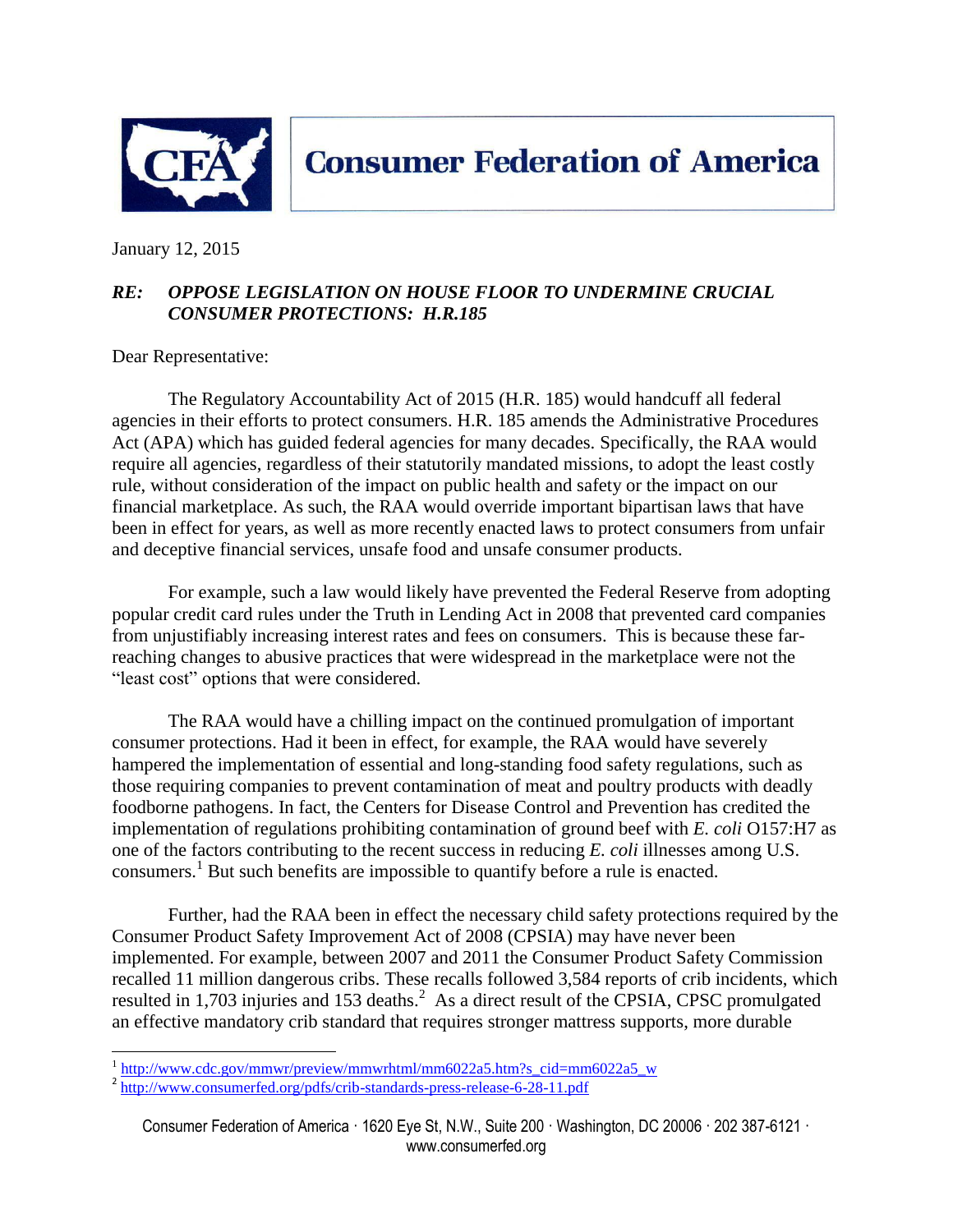# Consumer Federation of America

January 12, 2015

***RE: OPPOSE LEGISLATION ON HOUSE FLOOR TO UNDERMINE CRUCIAL CONSUMER PROTECTIONS: H.R.185***

Dear Representative:

The Regulatory Accountability Act of 2015 (H.R. 185) would handcuff all federal agencies in their efforts to protect consumers. H.R. 185 amends the Administrative Procedures Act (APA) which has guided federal agencies for many decades. Specifically, the RAA would require all agencies, regardless of their statutorily mandated missions, to adopt the least costly rule, without consideration of the impact on public health and safety or the impact on our financial marketplace. As such, the RAA would override important bipartisan laws that have been in effect for years, as well as more recently enacted laws to protect consumers from unfair and deceptive financial services, unsafe food and unsafe consumer products.

For example, such a law would likely have prevented the Federal Reserve from adopting popular credit card rules under the Truth in Lending Act in 2008 that prevented card companies from unjustifiably increasing interest rates and fees on consumers. This is because these far-reaching changes to abusive practices that were widespread in the marketplace were not the "least cost" options that were considered.

The RAA would have a chilling impact on the continued promulgation of important consumer protections. Had it been in effect, for example, the RAA would have severely hampered the implementation of essential and long-standing food safety regulations, such as those requiring companies to prevent contamination of meat and poultry products with deadly foodborne pathogens. In fact, the Centers for Disease Control and Prevention has credited the implementation of regulations prohibiting contamination of ground beef with *E. coli* O157:H7 as one of the factors contributing to the recent success in reducing *E. coli* illnesses among U.S. consumers.[1] But such benefits are impossible to quantify before a rule is enacted.

Further, had the RAA been in effect the necessary child safety protections required by the Consumer Product Safety Improvement Act of 2008 (CPSIA) may have never been implemented. For example, between 2007 and 2011 the Consumer Product Safety Commission recalled 11 million dangerous cribs. These recalls followed 3,584 reports of crib incidents, which resulted in 1,703 injuries and 153 deaths.[2] As a direct result of the CPSIA, CPSC promulgated an effective mandatory crib standard that requires stronger mattress supports, more durable

[1] http://www.cdc.gov/mmwr/preview/mmwrhtml/mm6022a5.htm?s_cid=mm6022a5_w

[2] http://www.consumerfed.org/pdfs/crib-standards-press-release-6-28-11.pdf

Consumer Federation of America · 1620 Eye St, N.W., Suite 200 · Washington, DC 20006 · 202 387-6121 · www.consumerfed.org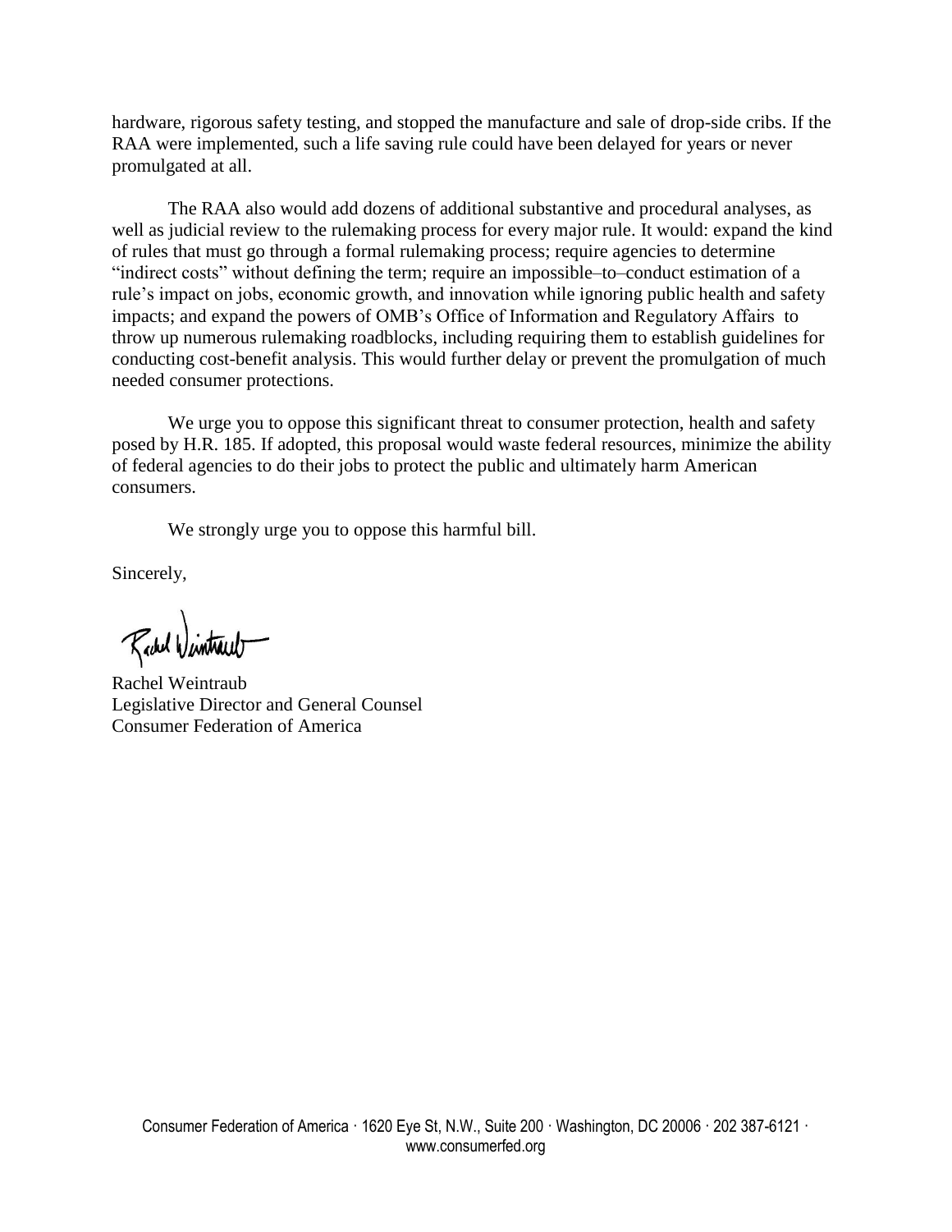hardware, rigorous safety testing, and stopped the manufacture and sale of drop-side cribs. If the RAA were implemented, such a life saving rule could have been delayed for years or never promulgated at all.

The RAA also would add dozens of additional substantive and procedural analyses, as well as judicial review to the rulemaking process for every major rule. It would: expand the kind of rules that must go through a formal rulemaking process; require agencies to determine "indirect costs" without defining the term; require an impossible–to–conduct estimation of a rule's impact on jobs, economic growth, and innovation while ignoring public health and safety impacts; and expand the powers of OMB's Office of Information and Regulatory Affairs to throw up numerous rulemaking roadblocks, including requiring them to establish guidelines for conducting cost-benefit analysis. This would further delay or prevent the promulgation of much needed consumer protections.

We urge you to oppose this significant threat to consumer protection, health and safety posed by H.R. 185. If adopted, this proposal would waste federal resources, minimize the ability of federal agencies to do their jobs to protect the public and ultimately harm American consumers.

We strongly urge you to oppose this harmful bill.

Sincerely,

Rachel Weintraub
Legislative Director and General Counsel
Consumer Federation of America

Consumer Federation of America · 1620 Eye St, N.W., Suite 200 · Washington, DC 20006 · 202 387-6121 · www.consumerfed.org